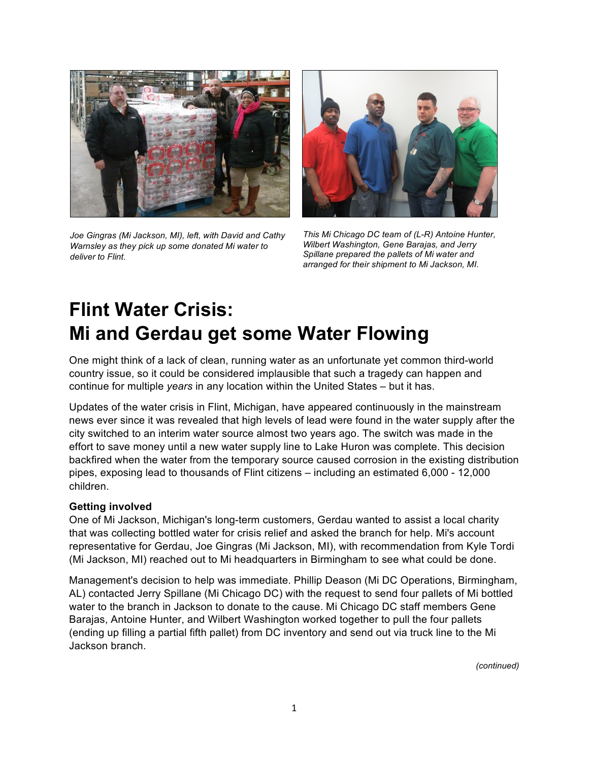*Joe Gingras (Mi Jackson, MI), left, with David and Cathy Warnsley as they pick up some donated Mi water to deliver to Flint.*

*This Mi Chicago DC team of (L-R) Antoine Hunter, Wilbert Washington, Gene Barajas, and Jerry Spillane prepared the pallets of Mi water and arranged for their shipment to Mi Jackson, MI.*

# Flint Water Crisis: Mi and Gerdau get some Water Flowing

One might think of a lack of clean, running water as an unfortunate yet common third-world country issue, so it could be considered implausible that such a tragedy can happen and continue for multiple *years* in any location within the United States – but it has.

Updates of the water crisis in Flint, Michigan, have appeared continuously in the mainstream news ever since it was revealed that high levels of lead were found in the water supply after the city switched to an interim water source almost two years ago. The switch was made in the effort to save money until a new water supply line to Lake Huron was complete. This decision backfired when the water from the temporary source caused corrosion in the existing distribution pipes, exposing lead to thousands of Flint citizens – including an estimated 6,000 - 12,000 children.

**Getting involved**

One of Mi Jackson, Michigan's long-term customers, Gerdau wanted to assist a local charity that was collecting bottled water for crisis relief and asked the branch for help. Mi's account representative for Gerdau, Joe Gingras (Mi Jackson, MI), with recommendation from Kyle Tordi (Mi Jackson, MI) reached out to Mi headquarters in Birmingham to see what could be done.

Management's decision to help was immediate. Phillip Deason (Mi DC Operations, Birmingham, AL) contacted Jerry Spillane (Mi Chicago DC) with the request to send four pallets of Mi bottled water to the branch in Jackson to donate to the cause. Mi Chicago DC staff members Gene Barajas, Antoine Hunter, and Wilbert Washington worked together to pull the four pallets (ending up filling a partial fifth pallet) from DC inventory and send out via truck line to the Mi Jackson branch.

*(continued)*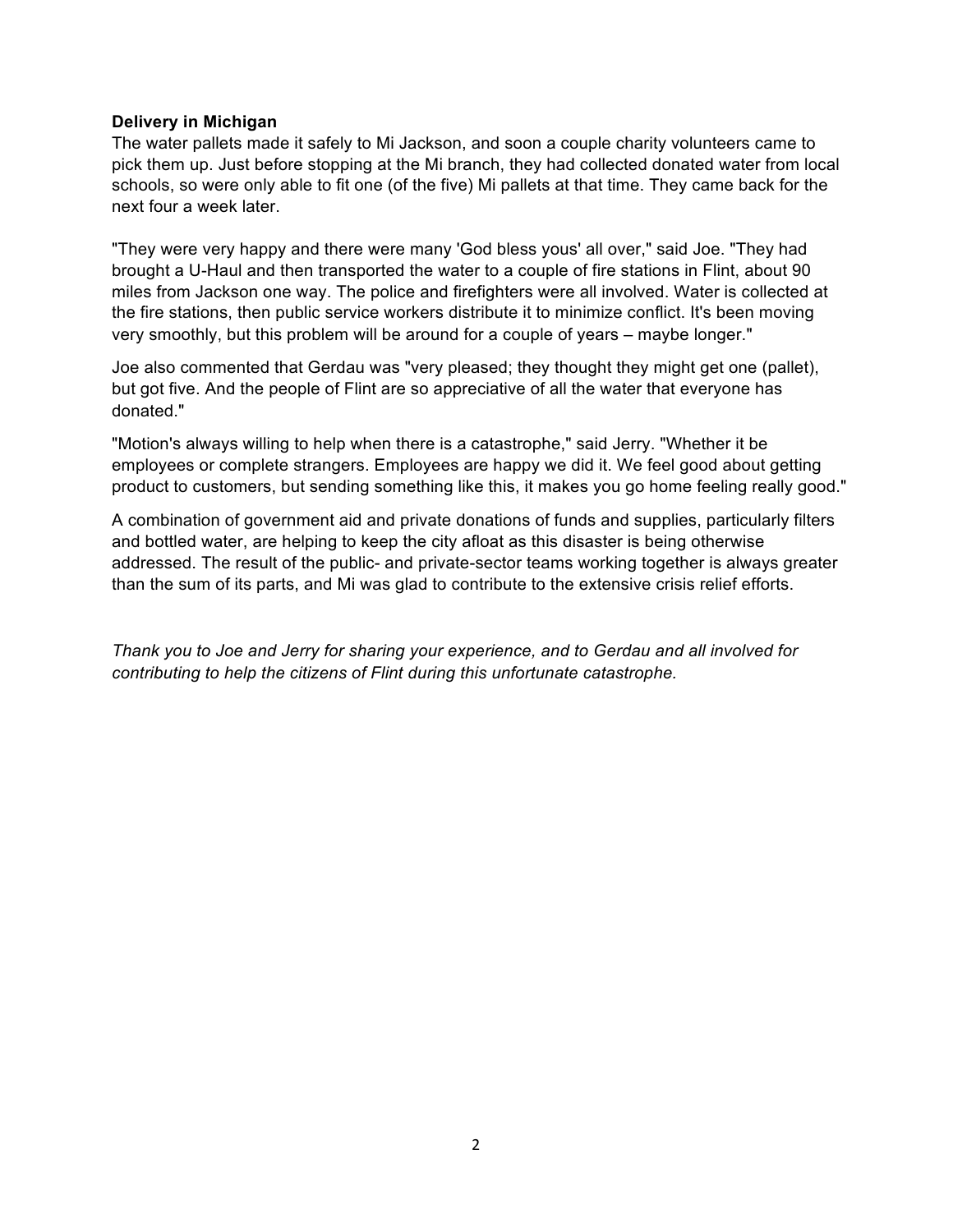**Delivery in Michigan**

The water pallets made it safely to Mi Jackson, and soon a couple charity volunteers came to pick them up. Just before stopping at the Mi branch, they had collected donated water from local schools, so were only able to fit one (of the five) Mi pallets at that time. They came back for the next four a week later.

"They were very happy and there were many 'God bless yous' all over," said Joe. "They had brought a U-Haul and then transported the water to a couple of fire stations in Flint, about 90 miles from Jackson one way. The police and firefighters were all involved. Water is collected at the fire stations, then public service workers distribute it to minimize conflict. It's been moving very smoothly, but this problem will be around for a couple of years – maybe longer."

Joe also commented that Gerdau was "very pleased; they thought they might get one (pallet), but got five. And the people of Flint are so appreciative of all the water that everyone has donated."

"Motion's always willing to help when there is a catastrophe," said Jerry. "Whether it be employees or complete strangers. Employees are happy we did it. We feel good about getting product to customers, but sending something like this, it makes you go home feeling really good."

A combination of government aid and private donations of funds and supplies, particularly filters and bottled water, are helping to keep the city afloat as this disaster is being otherwise addressed. The result of the public- and private-sector teams working together is always greater than the sum of its parts, and Mi was glad to contribute to the extensive crisis relief efforts.

*Thank you to Joe and Jerry for sharing your experience, and to Gerdau and all involved for contributing to help the citizens of Flint during this unfortunate catastrophe.*